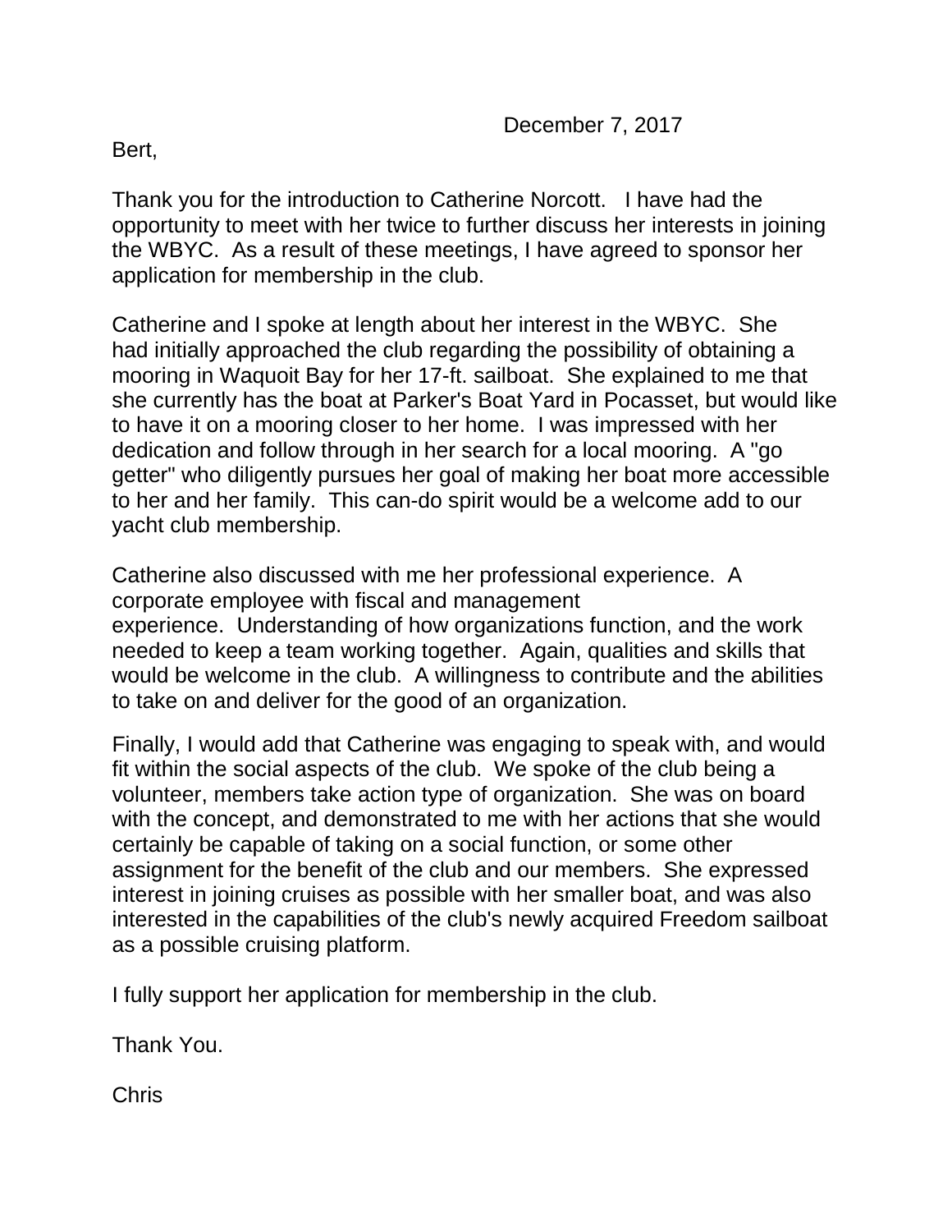December 7, 2017

Bert,

Thank you for the introduction to Catherine Norcott. I have had the opportunity to meet with her twice to further discuss her interests in joining the WBYC. As a result of these meetings, I have agreed to sponsor her application for membership in the club.

Catherine and I spoke at length about her interest in the WBYC. She had initially approached the club regarding the possibility of obtaining a mooring in Waquoit Bay for her 17-ft. sailboat. She explained to me that she currently has the boat at Parker's Boat Yard in Pocasset, but would like to have it on a mooring closer to her home. I was impressed with her dedication and follow through in her search for a local mooring. A "go getter" who diligently pursues her goal of making her boat more accessible to her and her family. This can-do spirit would be a welcome add to our yacht club membership.

Catherine also discussed with me her professional experience. A corporate employee with fiscal and management experience. Understanding of how organizations function, and the work needed to keep a team working together. Again, qualities and skills that would be welcome in the club. A willingness to contribute and the abilities to take on and deliver for the good of an organization.

Finally, I would add that Catherine was engaging to speak with, and would fit within the social aspects of the club. We spoke of the club being a volunteer, members take action type of organization. She was on board with the concept, and demonstrated to me with her actions that she would certainly be capable of taking on a social function, or some other assignment for the benefit of the club and our members. She expressed interest in joining cruises as possible with her smaller boat, and was also interested in the capabilities of the club's newly acquired Freedom sailboat as a possible cruising platform.

I fully support her application for membership in the club.

Thank You.

Chris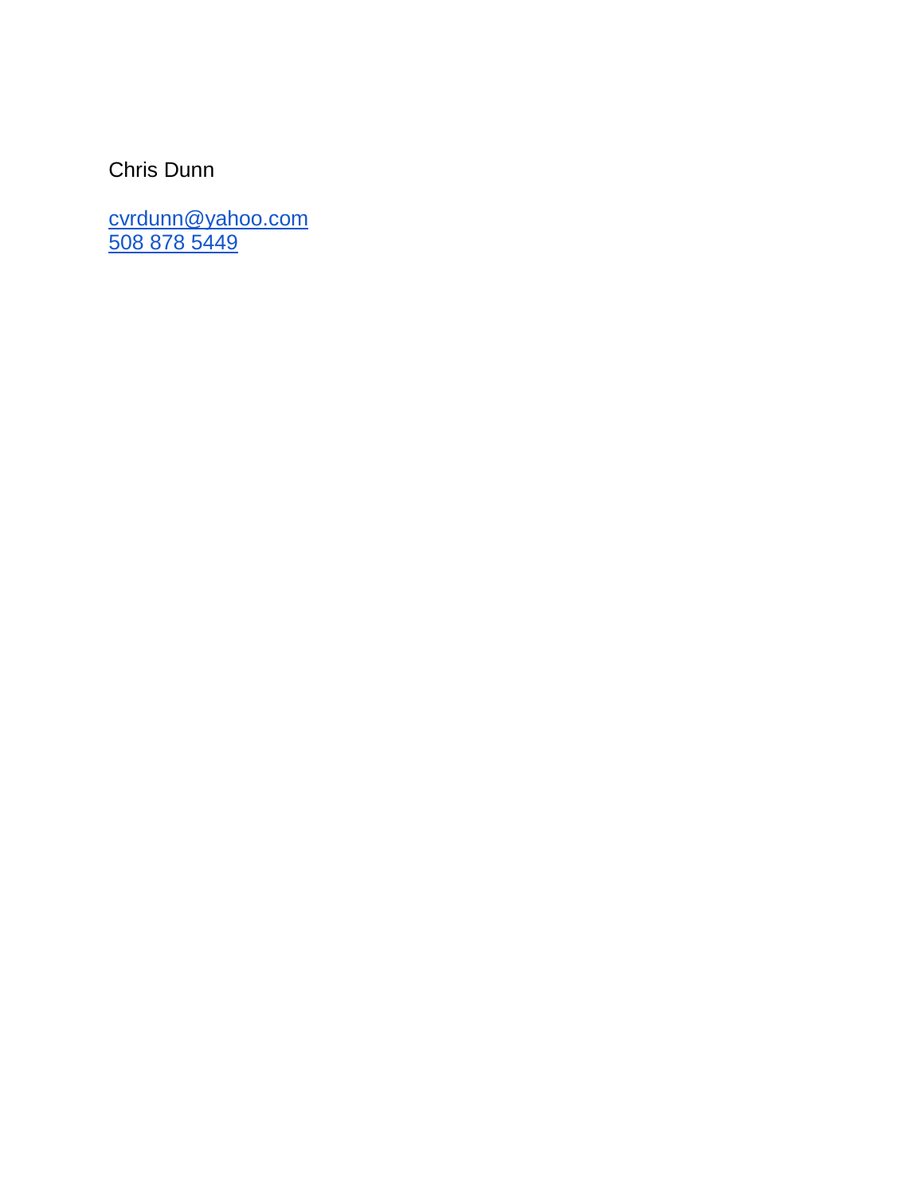Chris Dunn

[cvrdunn@yahoo.com](mailto:cvrdunn@yahoo.com)
[508 878 5449](tel:5088785449)